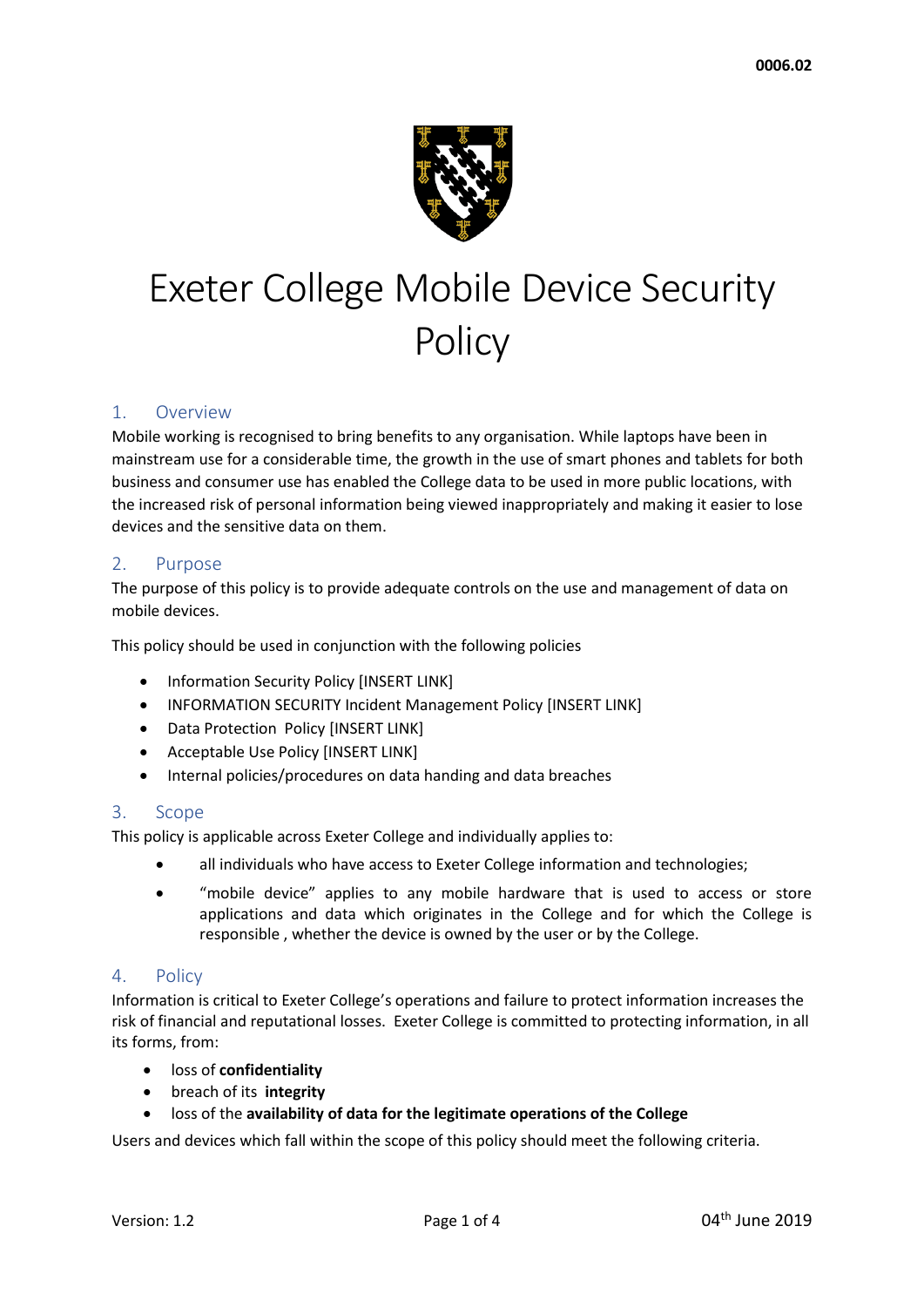0006.02

# Exeter College Mobile Device Security Policy

## 1. Overview

Mobile working is recognised to bring benefits to any organisation. While laptops have been in mainstream use for a considerable time, the growth in the use of smart phones and tablets for both business and consumer use has enabled the College data to be used in more public locations, with the increased risk of personal information being viewed inappropriately and making it easier to lose devices and the sensitive data on them.

## 2. Purpose

The purpose of this policy is to provide adequate controls on the use and management of data on mobile devices.

This policy should be used in conjunction with the following policies

- Information Security Policy [INSERT LINK]
- INFORMATION SECURITY Incident Management Policy [INSERT LINK]
- Data Protection Policy [INSERT LINK]
- Acceptable Use Policy [INSERT LINK]
- Internal policies/procedures on data handing and data breaches

## 3. Scope

This policy is applicable across Exeter College and individually applies to:

- all individuals who have access to Exeter College information and technologies;
- "mobile device" applies to any mobile hardware that is used to access or store applications and data which originates in the College and for which the College is responsible , whether the device is owned by the user or by the College.

## 4. Policy

Information is critical to Exeter College's operations and failure to protect information increases the risk of financial and reputational losses. Exeter College is committed to protecting information, in all its forms, from:

- loss of **confidentiality**
- breach of its **integrity**
- loss of the **availability of data for the legitimate operations of the College**

Users and devices which fall within the scope of this policy should meet the following criteria.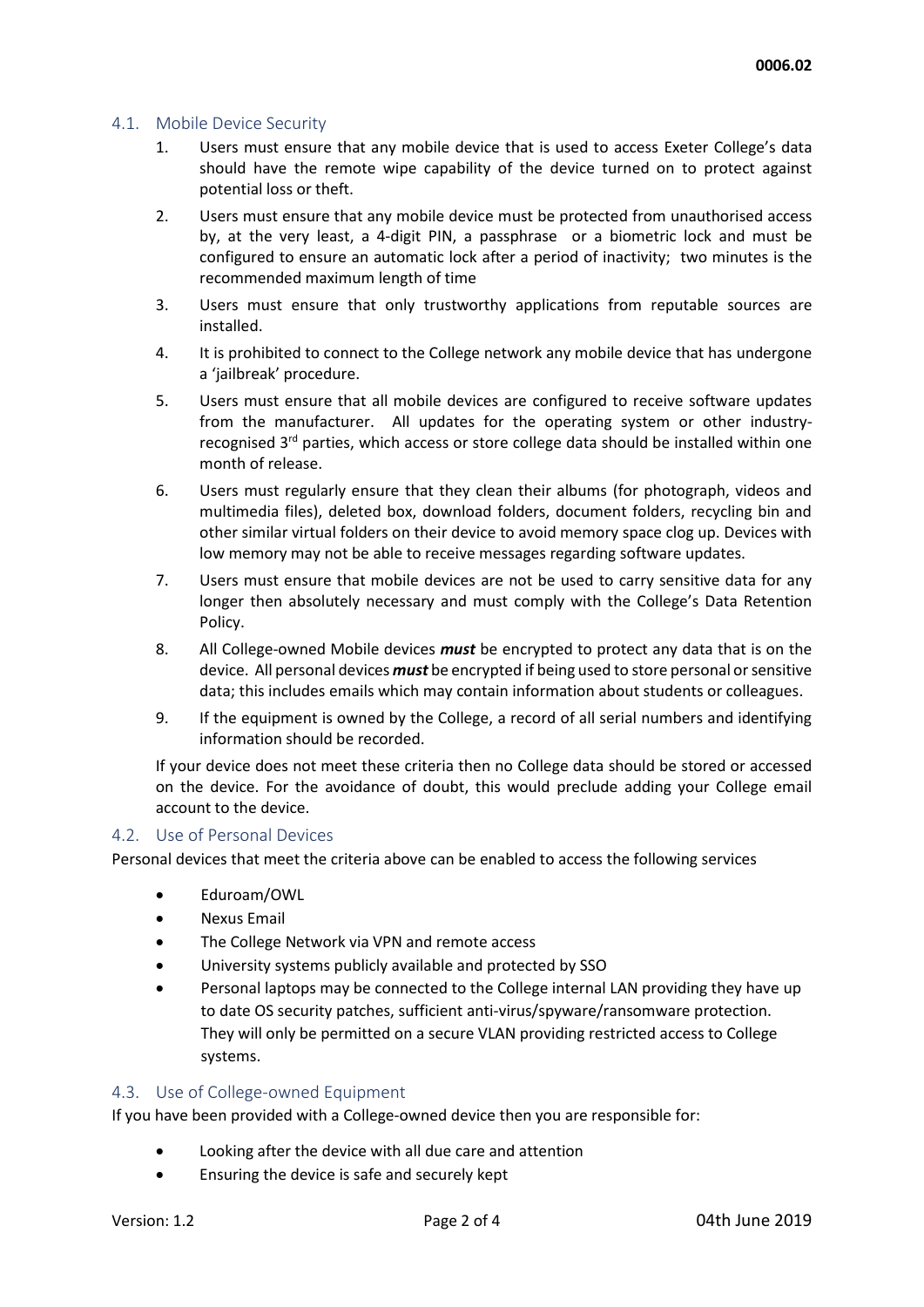## 4.1. Mobile Device Security

1. Users must ensure that any mobile device that is used to access Exeter College's data should have the remote wipe capability of the device turned on to protect against potential loss or theft.
2. Users must ensure that any mobile device must be protected from unauthorised access by, at the very least, a 4-digit PIN, a passphrase or a biometric lock and must be configured to ensure an automatic lock after a period of inactivity; two minutes is the recommended maximum length of time
3. Users must ensure that only trustworthy applications from reputable sources are installed.
4. It is prohibited to connect to the College network any mobile device that has undergone a 'jailbreak' procedure.
5. Users must ensure that all mobile devices are configured to receive software updates from the manufacturer. All updates for the operating system or other industry-recognised 3rd parties, which access or store college data should be installed within one month of release.
6. Users must regularly ensure that they clean their albums (for photograph, videos and multimedia files), deleted box, download folders, document folders, recycling bin and other similar virtual folders on their device to avoid memory space clog up. Devices with low memory may not be able to receive messages regarding software updates.
7. Users must ensure that mobile devices are not be used to carry sensitive data for any longer then absolutely necessary and must comply with the College's Data Retention Policy.
8. All College-owned Mobile devices ***must*** be encrypted to protect any data that is on the device. All personal devices ***must*** be encrypted if being used to store personal or sensitive data; this includes emails which may contain information about students or colleagues.
9. If the equipment is owned by the College, a record of all serial numbers and identifying information should be recorded.

If your device does not meet these criteria then no College data should be stored or accessed on the device. For the avoidance of doubt, this would preclude adding your College email account to the device.

## 4.2. Use of Personal Devices

Personal devices that meet the criteria above can be enabled to access the following services

- Eduroam/OWL
- Nexus Email
- The College Network via VPN and remote access
- University systems publicly available and protected by SSO
- Personal laptops may be connected to the College internal LAN providing they have up to date OS security patches, sufficient anti-virus/spyware/ransomware protection. They will only be permitted on a secure VLAN providing restricted access to College systems.

## 4.3. Use of College-owned Equipment

If you have been provided with a College-owned device then you are responsible for:

- Looking after the device with all due care and attention
- Ensuring the device is safe and securely kept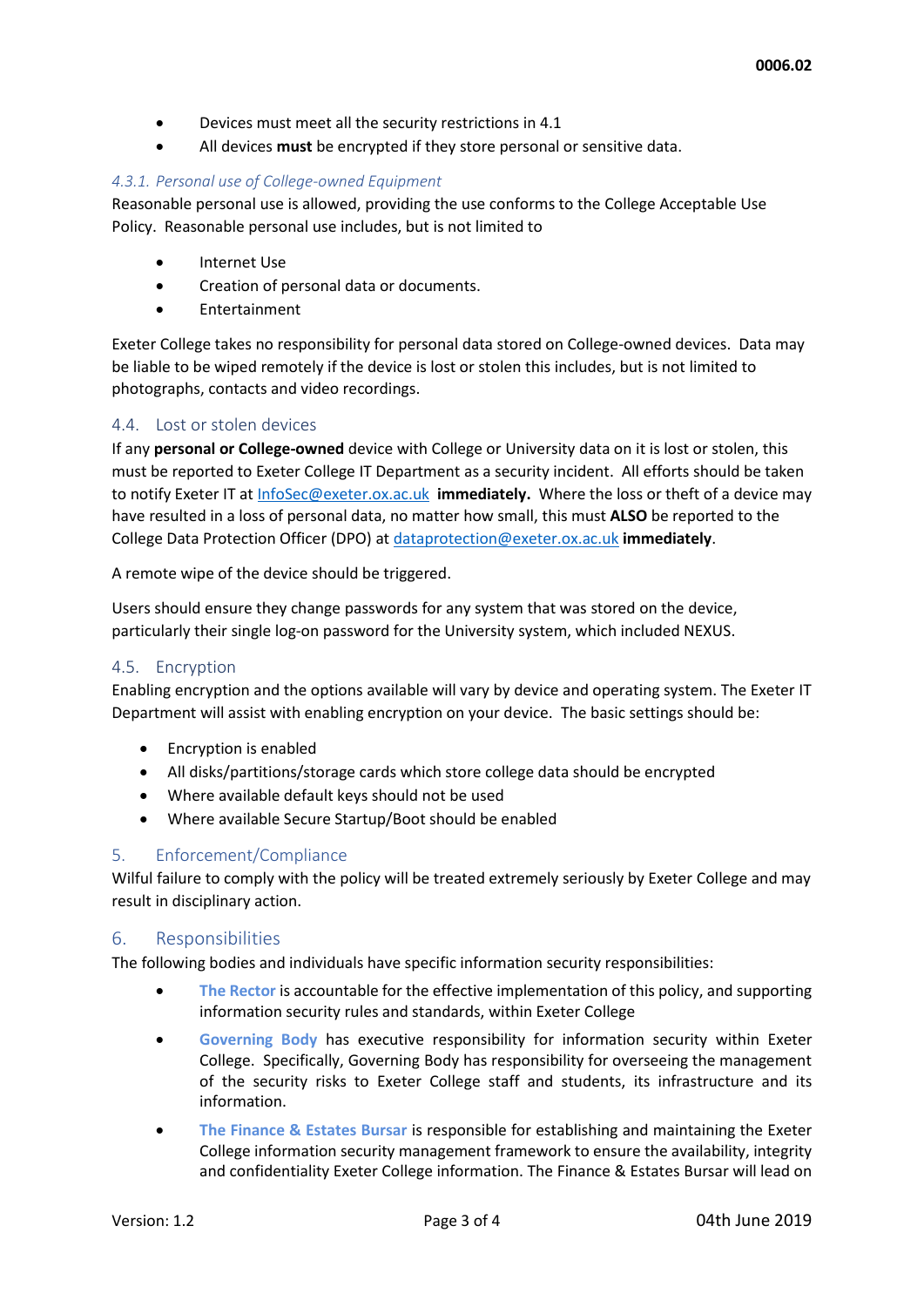- Devices must meet all the security restrictions in 4.1
- All devices **must** be encrypted if they store personal or sensitive data.

#### *4.3.1. Personal use of College-owned Equipment*

Reasonable personal use is allowed, providing the use conforms to the College Acceptable Use Policy. Reasonable personal use includes, but is not limited to

- Internet Use
- Creation of personal data or documents.
- Entertainment

Exeter College takes no responsibility for personal data stored on College-owned devices. Data may be liable to be wiped remotely if the device is lost or stolen this includes, but is not limited to photographs, contacts and video recordings.

### 4.4. Lost or stolen devices

If any **personal or College-owned** device with College or University data on it is lost or stolen, this must be reported to Exeter College IT Department as a security incident. All efforts should be taken to notify Exeter IT at InfoSec@exeter.ox.ac.uk **immediately.** Where the loss or theft of a device may have resulted in a loss of personal data, no matter how small, this must **ALSO** be reported to the College Data Protection Officer (DPO) at dataprotection@exeter.ox.ac.uk **immediately**.

A remote wipe of the device should be triggered.

Users should ensure they change passwords for any system that was stored on the device, particularly their single log-on password for the University system, which included NEXUS.

### 4.5. Encryption

Enabling encryption and the options available will vary by device and operating system. The Exeter IT Department will assist with enabling encryption on your device. The basic settings should be:

- Encryption is enabled
- All disks/partitions/storage cards which store college data should be encrypted
- Where available default keys should not be used
- Where available Secure Startup/Boot should be enabled

## 5. Enforcement/Compliance

Wilful failure to comply with the policy will be treated extremely seriously by Exeter College and may result in disciplinary action.

## 6. Responsibilities

The following bodies and individuals have specific information security responsibilities:

- **The Rector** is accountable for the effective implementation of this policy, and supporting information security rules and standards, within Exeter College
- **Governing Body** has executive responsibility for information security within Exeter College. Specifically, Governing Body has responsibility for overseeing the management of the security risks to Exeter College staff and students, its infrastructure and its information.
- **The Finance & Estates Bursar** is responsible for establishing and maintaining the Exeter College information security management framework to ensure the availability, integrity and confidentiality Exeter College information. The Finance & Estates Bursar will lead on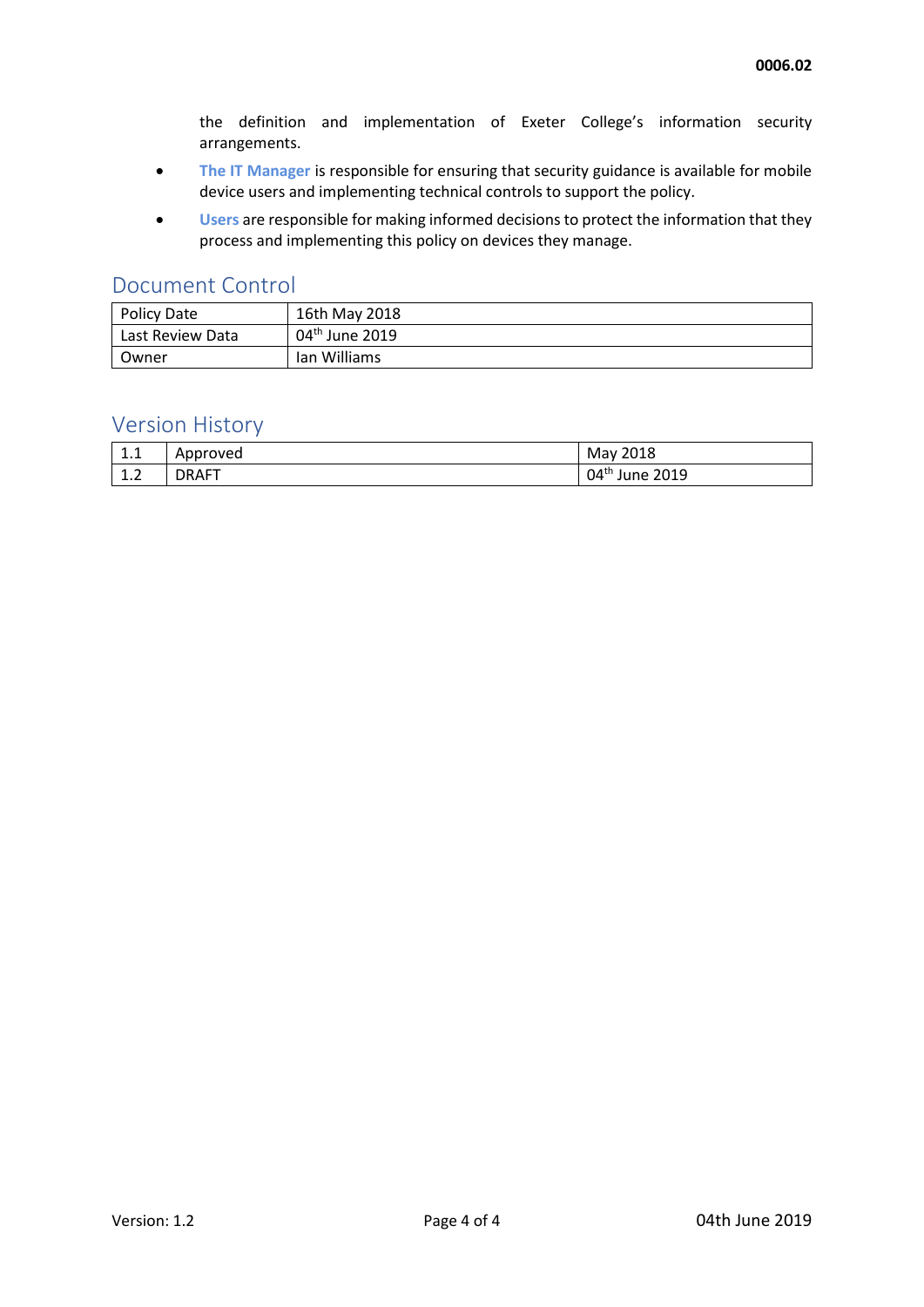the definition and implementation of Exeter College's information security arrangements.

- **The IT Manager** is responsible for ensuring that security guidance is available for mobile device users and implementing technical controls to support the policy.
- **Users** are responsible for making informed decisions to protect the information that they process and implementing this policy on devices they manage.

## Document Control

| | |
|---|---|
| Policy Date | 16th May 2018 |
| Last Review Data | 04th June 2019 |
| Owner | Ian Williams |

## Version History

| | | |
|---|---|---|
| 1.1 | Approved | May 2018 |
| 1.2 | DRAFT | 04th June 2019 |